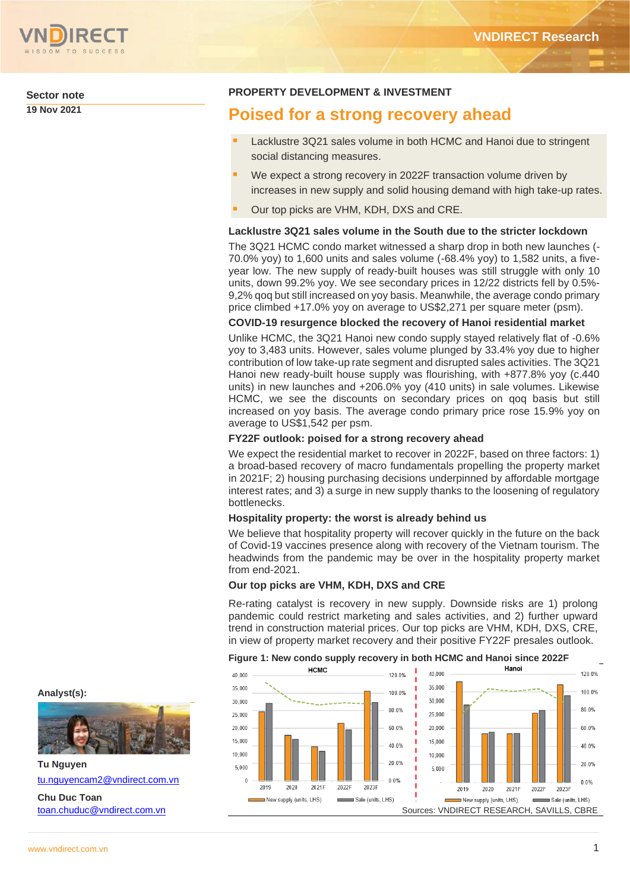Sector note
19 Nov 2021

PROPERTY DEVELOPMENT & INVESTMENT

# Poised for a strong recovery ahead

- Lacklustre 3Q21 sales volume in both HCMC and Hanoi due to stringent social distancing measures.
- We expect a strong recovery in 2022F transaction volume driven by increases in new supply and solid housing demand with high take-up rates.
- Our top picks are VHM, KDH, DXS and CRE.

### Lacklustre 3Q21 sales volume in the South due to the stricter lockdown

The 3Q21 HCMC condo market witnessed a sharp drop in both new launches (-70.0% yoy) to 1,600 units and sales volume (-68.4% yoy) to 1,582 units, a five-year low. The new supply of ready-built houses was still struggle with only 10 units, down 99.2% yoy. We see secondary prices in 12/22 districts fell by 0.5%-9,2% qoq but still increased on yoy basis. Meanwhile, the average condo primary price climbed +17.0% yoy on average to US$2,271 per square meter (psm).

### COVID-19 resurgence blocked the recovery of Hanoi residential market

Unlike HCMC, the 3Q21 Hanoi new condo supply stayed relatively flat of -0.6% yoy to 3,483 units. However, sales volume plunged by 33.4% yoy due to higher contribution of low take-up rate segment and disrupted sales activities. The 3Q21 Hanoi new ready-built house supply was flourishing, with +877.8% yoy (c.440 units) in new launches and +206.0% yoy (410 units) in sale volumes. Likewise HCMC, we see the discounts on secondary prices on qoq basis but still increased on yoy basis. The average condo primary price rose 15.9% yoy on average to US$1,542 per psm.

### FY22F outlook: poised for a strong recovery ahead

We expect the residential market to recover in 2022F, based on three factors: 1) a broad-based recovery of macro fundamentals propelling the property market in 2021F; 2) housing purchasing decisions underpinned by affordable mortgage interest rates; and 3) a surge in new supply thanks to the loosening of regulatory bottlenecks.

### Hospitality property: the worst is already behind us

We believe that hospitality property will recover quickly in the future on the back of Covid-19 vaccines presence along with recovery of the Vietnam tourism. The headwinds from the pandemic may be over in the hospitality property market from end-2021.

### Our top picks are VHM, KDH, DXS and CRE

Re-rating catalyst is recovery in new supply. Downside risks are 1) prolong pandemic could restrict marketing and sales activities, and 2) further upward trend in construction material prices. Our top picks are VHM, KDH, DXS, CRE, in view of property market recovery and their positive FY22F presales outlook.

**Figure 1: New condo supply recovery in both HCMC and Hanoi since 2022F**

Sources: VNDIRECT RESEARCH, SAVILLS, CBRE

**Analyst(s):**

Tu Nguyen
tu.nguyencam2@vndirect.com.vn

Chu Duc Toan
toan.chuduc@vndirect.com.vn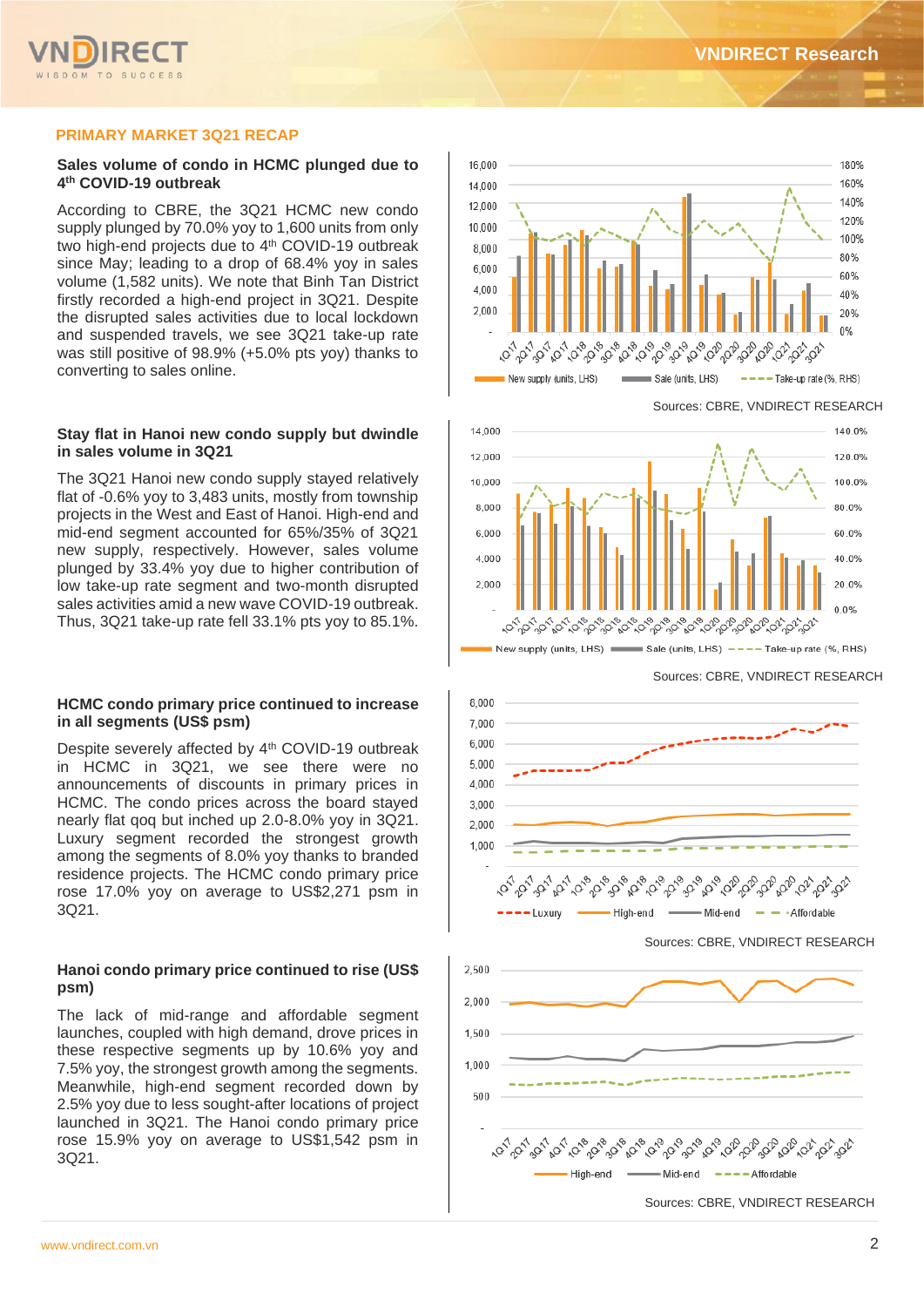## PRIMARY MARKET 3Q21 RECAP

### Sales volume of condo in HCMC plunged due to 4th COVID-19 outbreak

According to CBRE, the 3Q21 HCMC new condo supply plunged by 70.0% yoy to 1,600 units from only two high-end projects due to 4th COVID-19 outbreak since May; leading to a drop of 68.4% yoy in sales volume (1,582 units). We note that Binh Tan District firstly recorded a high-end project in 3Q21. Despite the disrupted sales activities due to local lockdown and suspended travels, we see 3Q21 take-up rate was still positive of 98.9% (+5.0% pts yoy) thanks to converting to sales online.

New supply (units, LHS) | Sale (units, LHS) | Take-up rate (%, RHS)

Sources: CBRE, VNDIRECT RESEARCH

### Stay flat in Hanoi new condo supply but dwindle in sales volume in 3Q21

The 3Q21 Hanoi new condo supply stayed relatively flat of -0.6% yoy to 3,483 units, mostly from township projects in the West and East of Hanoi. High-end and mid-end segment accounted for 65%/35% of 3Q21 new supply, respectively. However, sales volume plunged by 33.4% yoy due to higher contribution of low take-up rate segment and two-month disrupted sales activities amid a new wave COVID-19 outbreak. Thus, 3Q21 take-up rate fell 33.1% pts yoy to 85.1%.

New supply (units, LHS) | Sale (units, LHS) | Take-up rate (%, RHS)

Sources: CBRE, VNDIRECT RESEARCH

### HCMC condo primary price continued to increase in all segments (US$ psm)

Despite severely affected by 4th COVID-19 outbreak in HCMC in 3Q21, we see there were no announcements of discounts in primary prices in HCMC. The condo prices across the board stayed nearly flat qoq but inched up 2.0-8.0% yoy in 3Q21. Luxury segment recorded the strongest growth among the segments of 8.0% yoy thanks to branded residence projects. The HCMC condo primary price rose 17.0% yoy on average to US$2,271 psm in 3Q21.

Luxury | High-end | Mid-end | Affordable

Sources: CBRE, VNDIRECT RESEARCH

### Hanoi condo primary price continued to rise (US$ psm)

The lack of mid-range and affordable segment launches, coupled with high demand, drove prices in these respective segments up by 10.6% yoy and 7.5% yoy, the strongest growth among the segments. Meanwhile, high-end segment recorded down by 2.5% yoy due to less sought-after locations of project launched in 3Q21. The Hanoi condo primary price rose 15.9% yoy on average to US$1,542 psm in 3Q21.

High-end | Mid-end | Affordable

Sources: CBRE, VNDIRECT RESEARCH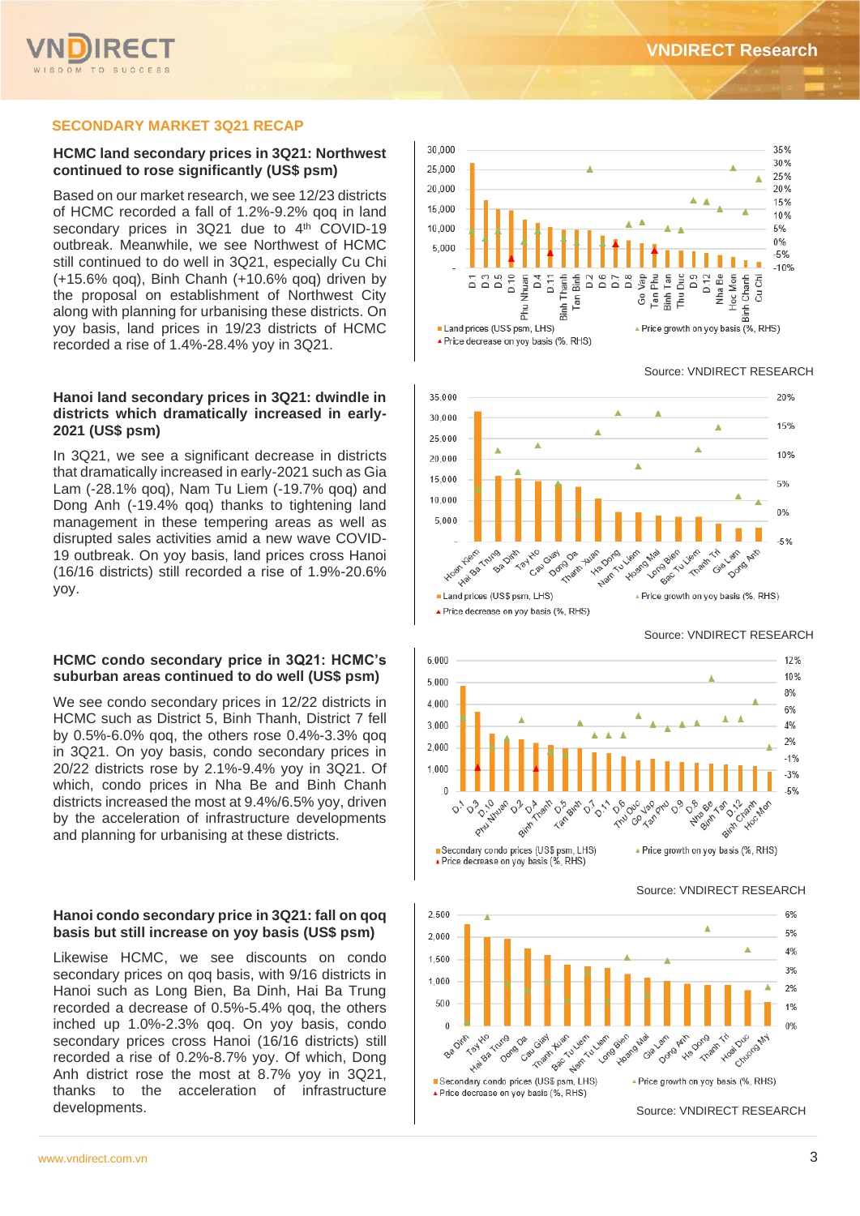## SECONDARY MARKET 3Q21 RECAP

### HCMC land secondary prices in 3Q21: Northwest continued to rose significantly (US$ psm)

Based on our market research, we see 12/23 districts of HCMC recorded a fall of 1.2%-9.2% qoq in land secondary prices in 3Q21 due to 4th COVID-19 outbreak. Meanwhile, we see Northwest of HCMC still continued to do well in 3Q21, especially Cu Chi (+15.6% qoq), Binh Chanh (+10.6% qoq) driven by the proposal on establishment of Northwest City along with planning for urbanising these districts. On yoy basis, land prices in 19/23 districts of HCMC recorded a rise of 1.4%-28.4% yoy in 3Q21.

Source: VNDIRECT RESEARCH

### Hanoi land secondary prices in 3Q21: dwindle in districts which dramatically increased in early-2021 (US$ psm)

In 3Q21, we see a significant decrease in districts that dramatically increased in early-2021 such as Gia Lam (-28.1% qoq), Nam Tu Liem (-19.7% qoq) and Dong Anh (-19.4% qoq) thanks to tightening land management in these tempering areas as well as disrupted sales activities amid a new wave COVID-19 outbreak. On yoy basis, land prices cross Hanoi (16/16 districts) still recorded a rise of 1.9%-20.6% yoy.

Source: VNDIRECT RESEARCH

### HCMC condo secondary price in 3Q21: HCMC's suburban areas continued to do well (US$ psm)

We see condo secondary prices in 12/22 districts in HCMC such as District 5, Binh Thanh, District 7 fell by 0.5%-6.0% qoq, the others rose 0.4%-3.3% qoq in 3Q21. On yoy basis, condo secondary prices in 20/22 districts rose by 2.1%-9.4% yoy in 3Q21. Of which, condo prices in Nha Be and Binh Chanh districts increased the most at 9.4%/6.5% yoy, driven by the acceleration of infrastructure developments and planning for urbanising at these districts.

Source: VNDIRECT RESEARCH

### Hanoi condo secondary price in 3Q21: fall on qoq basis but still increase on yoy basis (US$ psm)

Likewise HCMC, we see discounts on condo secondary prices on qoq basis, with 9/16 districts in Hanoi such as Long Bien, Ba Dinh, Hai Ba Trung recorded a decrease of 0.5%-5.4% qoq, the others inched up 1.0%-2.3% qoq. On yoy basis, condo secondary prices cross Hanoi (16/16 districts) still recorded a rise of 0.2%-8.7% yoy. Of which, Dong Anh district rose the most at 8.7% yoy in 3Q21, thanks to the acceleration of infrastructure developments.

Source: VNDIRECT RESEARCH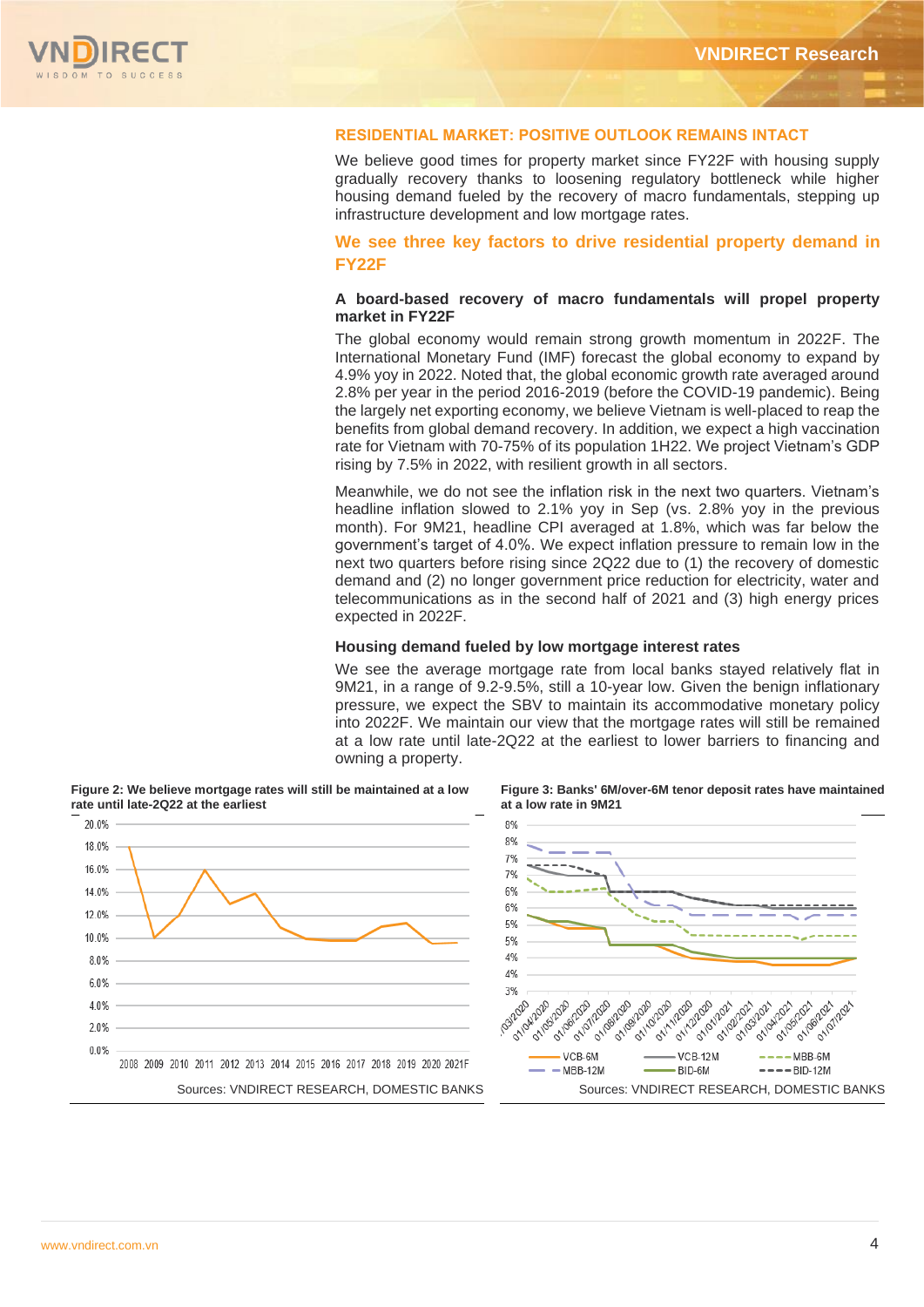## RESIDENTIAL MARKET: POSITIVE OUTLOOK REMAINS INTACT

We believe good times for property market since FY22F with housing supply gradually recovery thanks to loosening regulatory bottleneck while higher housing demand fueled by the recovery of macro fundamentals, stepping up infrastructure development and low mortgage rates.

### We see three key factors to drive residential property demand in FY22F

**A board-based recovery of macro fundamentals will propel property market in FY22F**

The global economy would remain strong growth momentum in 2022F. The International Monetary Fund (IMF) forecast the global economy to expand by 4.9% yoy in 2022. Noted that, the global economic growth rate averaged around 2.8% per year in the period 2016-2019 (before the COVID-19 pandemic). Being the largely net exporting economy, we believe Vietnam is well-placed to reap the benefits from global demand recovery. In addition, we expect a high vaccination rate for Vietnam with 70-75% of its population 1H22. We project Vietnam's GDP rising by 7.5% in 2022, with resilient growth in all sectors.

Meanwhile, we do not see the inflation risk in the next two quarters. Vietnam's headline inflation slowed to 2.1% yoy in Sep (vs. 2.8% yoy in the previous month). For 9M21, headline CPI averaged at 1.8%, which was far below the government's target of 4.0%. We expect inflation pressure to remain low in the next two quarters before rising since 2Q22 due to (1) the recovery of domestic demand and (2) no longer government price reduction for electricity, water and telecommunications as in the second half of 2021 and (3) high energy prices expected in 2022F.

**Housing demand fueled by low mortgage interest rates**

We see the average mortgage rate from local banks stayed relatively flat in 9M21, in a range of 9.2-9.5%, still a 10-year low. Given the benign inflationary pressure, we expect the SBV to maintain its accommodative monetary policy into 2022F. We maintain our view that the mortgage rates will still be remained at a low rate until late-2Q22 at the earliest to lower barriers to financing and owning a property.

**Figure 2: We believe mortgage rates will still be maintained at a low rate until late-2Q22 at the earliest**

Sources: VNDIRECT RESEARCH, DOMESTIC BANKS

**Figure 3: Banks' 6M/over-6M tenor deposit rates have maintained at a low rate in 9M21**

Sources: VNDIRECT RESEARCH, DOMESTIC BANKS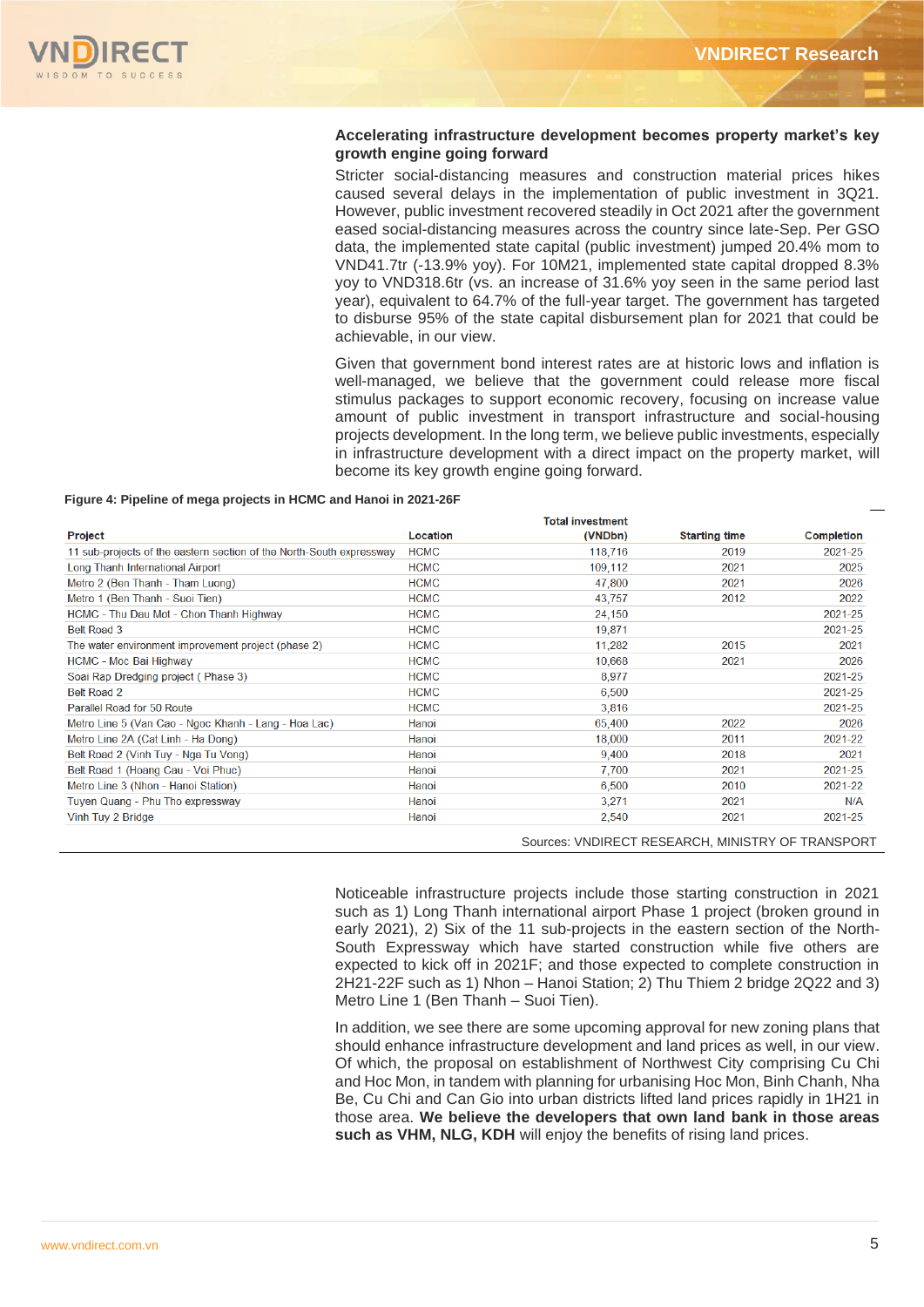### Accelerating infrastructure development becomes property market's key growth engine going forward

Stricter social-distancing measures and construction material prices hikes caused several delays in the implementation of public investment in 3Q21. However, public investment recovered steadily in Oct 2021 after the government eased social-distancing measures across the country since late-Sep. Per GSO data, the implemented state capital (public investment) jumped 20.4% mom to VND41.7tr (-13.9% yoy). For 10M21, implemented state capital dropped 8.3% yoy to VND318.6tr (vs. an increase of 31.6% yoy seen in the same period last year), equivalent to 64.7% of the full-year target. The government has targeted to disburse 95% of the state capital disbursement plan for 2021 that could be achievable, in our view.

Given that government bond interest rates are at historic lows and inflation is well-managed, we believe that the government could release more fiscal stimulus packages to support economic recovery, focusing on increase value amount of public investment in transport infrastructure and social-housing projects development. In the long term, we believe public investments, especially in infrastructure development with a direct impact on the property market, will become its key growth engine going forward.

**Figure 4: Pipeline of mega projects in HCMC and Hanoi in 2021-26F**

| Project | Location | Total investment (VNDbn) | Starting time | Completion |
|---|---|---|---|---|
| 11 sub-projects of the eastern section of the North-South expressway | HCMC | 118,716 | 2019 | 2021-25 |
| Long Thanh International Airport | HCMC | 109,112 | 2021 | 2025 |
| Metro 2 (Ben Thanh - Tham Luong) | HCMC | 47,800 | 2021 | 2026 |
| Metro 1 (Ben Thanh - Suoi Tien) | HCMC | 43,757 | 2012 | 2022 |
| HCMC - Thu Dau Mot - Chon Thanh Highway | HCMC | 24,150 | | 2021-25 |
| Belt Road 3 | HCMC | 19,871 | | 2021-25 |
| The water environment improvement project (phase 2) | HCMC | 11,282 | 2015 | 2021 |
| HCMC - Moc Bai Highway | HCMC | 10,668 | 2021 | 2026 |
| Soai Rap Dredging project ( Phase 3) | HCMC | 8,977 | | 2021-25 |
| Belt Road 2 | HCMC | 6,500 | | 2021-25 |
| Parallel Road for 50 Route | HCMC | 3,816 | | 2021-25 |
| Metro Line 5 (Van Cao - Ngoc Khanh - Lang - Hoa Lac) | Hanoi | 65,400 | 2022 | 2026 |
| Metro Line 2A (Cat Linh - Ha Dong) | Hanoi | 18,000 | 2011 | 2021-22 |
| Belt Road 2 (Vinh Tuy - Nga Tu Vong) | Hanoi | 9,400 | 2018 | 2021 |
| Belt Road 1 (Hoang Cau - Voi Phuc) | Hanoi | 7,700 | 2021 | 2021-25 |
| Metro Line 3 (Nhon - Hanoi Station) | Hanoi | 6,500 | 2010 | 2021-22 |
| Tuyen Quang - Phu Tho expressway | Hanoi | 3,271 | 2021 | N/A |
| Vinh Tuy 2 Bridge | Hanoi | 2,540 | 2021 | 2021-25 |

Sources: VNDIRECT RESEARCH, MINISTRY OF TRANSPORT

Noticeable infrastructure projects include those starting construction in 2021 such as 1) Long Thanh international airport Phase 1 project (broken ground in early 2021), 2) Six of the 11 sub-projects in the eastern section of the North-South Expressway which have started construction while five others are expected to kick off in 2021F; and those expected to complete construction in 2H21-22F such as 1) Nhon – Hanoi Station; 2) Thu Thiem 2 bridge 2Q22 and 3) Metro Line 1 (Ben Thanh – Suoi Tien).

In addition, we see there are some upcoming approval for new zoning plans that should enhance infrastructure development and land prices as well, in our view. Of which, the proposal on establishment of Northwest City comprising Cu Chi and Hoc Mon, in tandem with planning for urbanising Hoc Mon, Binh Chanh, Nha Be, Cu Chi and Can Gio into urban districts lifted land prices rapidly in 1H21 in those area. **We believe the developers that own land bank in those areas such as VHM, NLG, KDH** will enjoy the benefits of rising land prices.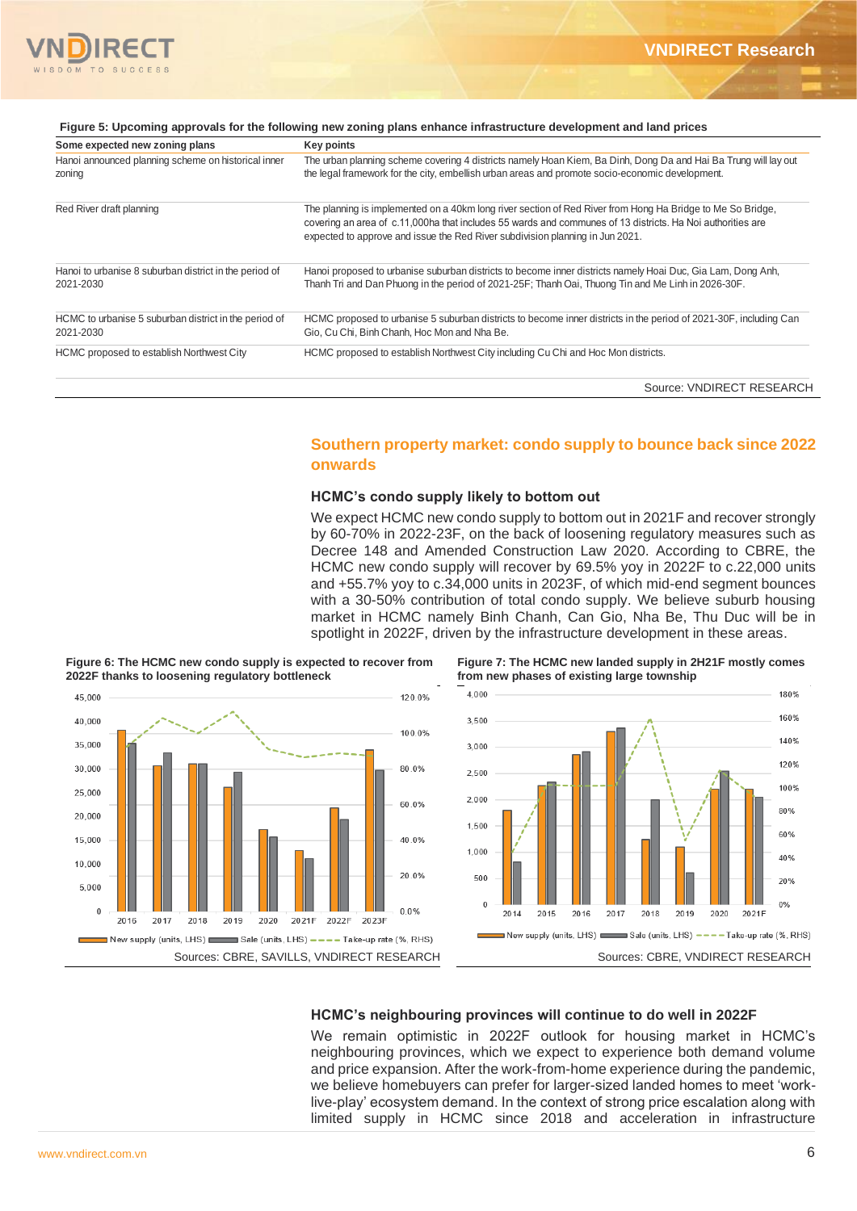**Figure 5: Upcoming approvals for the following new zoning plans enhance infrastructure development and land prices**

| Some expected new zoning plans | Key points |
|---|---|
| Hanoi announced planning scheme on historical inner zoning | The urban planning scheme covering 4 districts namely Hoan Kiem, Ba Dinh, Dong Da and Hai Ba Trung will lay out the legal framework for the city, embellish urban areas and promote socio-economic development. |
| Red River draft planning | The planning is implemented on a 40km long river section of Red River from Hong Ha Bridge to Me So Bridge, covering an area of c.11,000ha that includes 55 wards and communes of 13 districts. Ha Noi authorities are expected to approve and issue the Red River subdivision planning in Jun 2021. |
| Hanoi to urbanise 8 suburban district in the period of 2021-2030 | Hanoi proposed to urbanise suburban districts to become inner districts namely Hoai Duc, Gia Lam, Dong Anh, Thanh Tri and Dan Phuong in the period of 2021-25F; Thanh Oai, Thuong Tin and Me Linh in 2026-30F. |
| HCMC to urbanise 5 suburban district in the period of 2021-2030 | HCMC proposed to urbanise 5 suburban districts to become inner districts in the period of 2021-30F, including Can Gio, Cu Chi, Binh Chanh, Hoc Mon and Nha Be. |
| HCMC proposed to establish Northwest City | HCMC proposed to establish Northwest City including Cu Chi and Hoc Mon districts. |

Source: VNDIRECT RESEARCH

## Southern property market: condo supply to bounce back since 2022 onwards

### HCMC's condo supply likely to bottom out

We expect HCMC new condo supply to bottom out in 2021F and recover strongly by 60-70% in 2022-23F, on the back of loosening regulatory measures such as Decree 148 and Amended Construction Law 2020. According to CBRE, the HCMC new condo supply will recover by 69.5% yoy in 2022F to c.22,000 units and +55.7% yoy to c.34,000 units in 2023F, of which mid-end segment bounces with a 30-50% contribution of total condo supply. We believe suburb housing market in HCMC namely Binh Chanh, Can Gio, Nha Be, Thu Duc will be in spotlight in 2022F, driven by the infrastructure development in these areas.

**Figure 6: The HCMC new condo supply is expected to recover from 2022F thanks to loosening regulatory bottleneck**

Sources: CBRE, SAVILLS, VNDIRECT RESEARCH

**Figure 7: The HCMC new landed supply in 2H21F mostly comes from new phases of existing large township**

Sources: CBRE, VNDIRECT RESEARCH

### HCMC's neighbouring provinces will continue to do well in 2022F

We remain optimistic in 2022F outlook for housing market in HCMC's neighbouring provinces, which we expect to experience both demand volume and price expansion. After the work-from-home experience during the pandemic, we believe homebuyers can prefer for larger-sized landed homes to meet 'work-live-play' ecosystem demand. In the context of strong price escalation along with limited supply in HCMC since 2018 and acceleration in infrastructure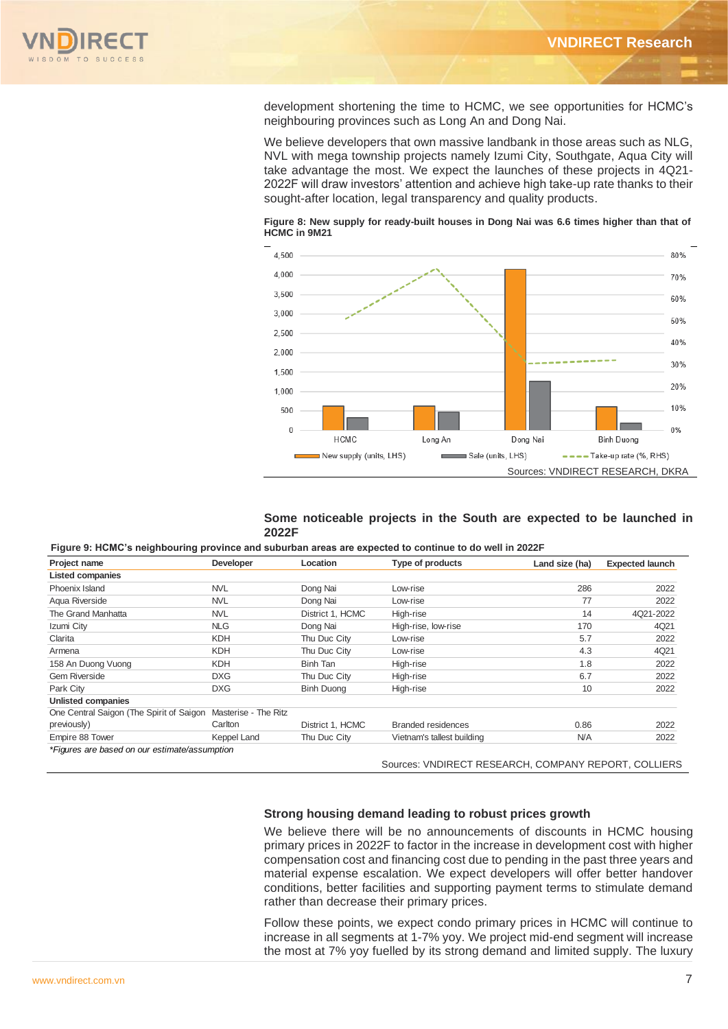development shortening the time to HCMC, we see opportunities for HCMC's neighbouring provinces such as Long An and Dong Nai.

We believe developers that own massive landbank in those areas such as NLG, NVL with mega township projects namely Izumi City, Southgate, Aqua City will take advantage the most. We expect the launches of these projects in 4Q21-2022F will draw investors' attention and achieve high take-up rate thanks to their sought-after location, legal transparency and quality products.

**Figure 8: New supply for ready-built houses in Dong Nai was 6.6 times higher than that of HCMC in 9M21**

Sources: VNDIRECT RESEARCH, DKRA

### Some noticeable projects in the South are expected to be launched in 2022F

**Figure 9: HCMC's neighbouring province and suburban areas are expected to continue to do well in 2022F**

| Project name | Developer | Location | Type of products | Land size (ha) | Expected launch |
|---|---|---|---|---|---|
| **Listed companies** | | | | | |
| Phoenix Island | NVL | Dong Nai | Low-rise | 286 | 2022 |
| Aqua Riverside | NVL | Dong Nai | Low-rise | 77 | 2022 |
| The Grand Manhatta | NVL | District 1, HCMC | High-rise | 14 | 4Q21-2022 |
| Izumi City | NLG | Dong Nai | High-rise, low-rise | 170 | 4Q21 |
| Clarita | KDH | Thu Duc City | Low-rise | 5.7 | 2022 |
| Armena | KDH | Thu Duc City | Low-rise | 4.3 | 4Q21 |
| 158 An Duong Vuong | KDH | Binh Tan | High-rise | 1.8 | 2022 |
| Gem Riverside | DXG | Thu Duc City | High-rise | 6.7 | 2022 |
| Park City | DXG | Binh Duong | High-rise | 10 | 2022 |
| **Unlisted companies** | | | | | |
| One Central Saigon (The Spirit of Saigon previously) | Masterise - The Ritz Carlton | District 1, HCMC | Branded residences | 0.86 | 2022 |
| Empire 88 Tower | Keppel Land | Thu Duc City | Vietnam's tallest building | N/A | 2022 |

*\*Figures are based on our estimate/assumption*

Sources: VNDIRECT RESEARCH, COMPANY REPORT, COLLIERS

### Strong housing demand leading to robust prices growth

We believe there will be no announcements of discounts in HCMC housing primary prices in 2022F to factor in the increase in development cost with higher compensation cost and financing cost due to pending in the past three years and material expense escalation. We expect developers will offer better handover conditions, better facilities and supporting payment terms to stimulate demand rather than decrease their primary prices.

Follow these points, we expect condo primary prices in HCMC will continue to increase in all segments at 1-7% yoy. We project mid-end segment will increase the most at 7% yoy fuelled by its strong demand and limited supply. The luxury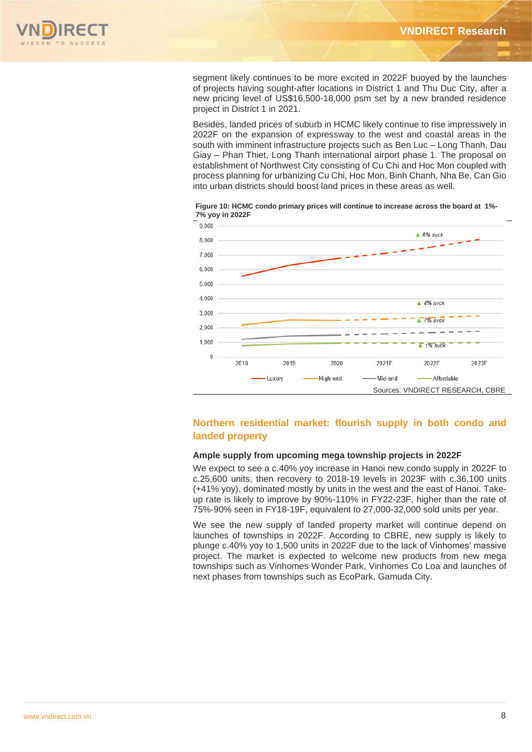segment likely continues to be more excited in 2022F buoyed by the launches of projects having sought-after locations in District 1 and Thu Duc City, after a new pricing level of US$16,500-18,000 psm set by a new branded residence project in District 1 in 2021.

Besides, landed prices of suburb in HCMC likely continue to rise impressively in 2022F on the expansion of expressway to the west and coastal areas in the south with imminent infrastructure projects such as Ben Luc – Long Thanh, Dau Giay – Phan Thiet, Long Thanh international airport phase 1. The proposal on establishment of Northwest City consisting of Cu Chi and Hoc Mon coupled with process planning for urbanizing Cu Chi, Hoc Mon, Binh Chanh, Nha Be, Can Gio into urban districts should boost land prices in these areas as well.

**Figure 10: HCMC condo primary prices will continue to increase across the board at 1%-7% yoy in 2022F**

Sources: VNDIRECT RESEARCH, CBRE

## Northern residential market: flourish supply in both condo and landed property

### Ample supply from upcoming mega township projects in 2022F

We expect to see a c.40% yoy increase in Hanoi new condo supply in 2022F to c.25,600 units, then recovery to 2018-19 levels in 2023F with c.36,100 units (+41% yoy), dominated mostly by units in the west and the east of Hanoi. Take-up rate is likely to improve by 90%-110% in FY22-23F, higher than the rate of 75%-90% seen in FY18-19F, equivalent to 27,000-32,000 sold units per year.

We see the new supply of landed property market will continue depend on launches of townships in 2022F. According to CBRE, new supply is likely to plunge c.40% yoy to 1,500 units in 2022F due to the lack of Vinhomes' massive project. The market is expected to welcome new products from new mega townships such as Vinhomes Wonder Park, Vinhomes Co Loa and launches of next phases from townships such as EcoPark, Gamuda City.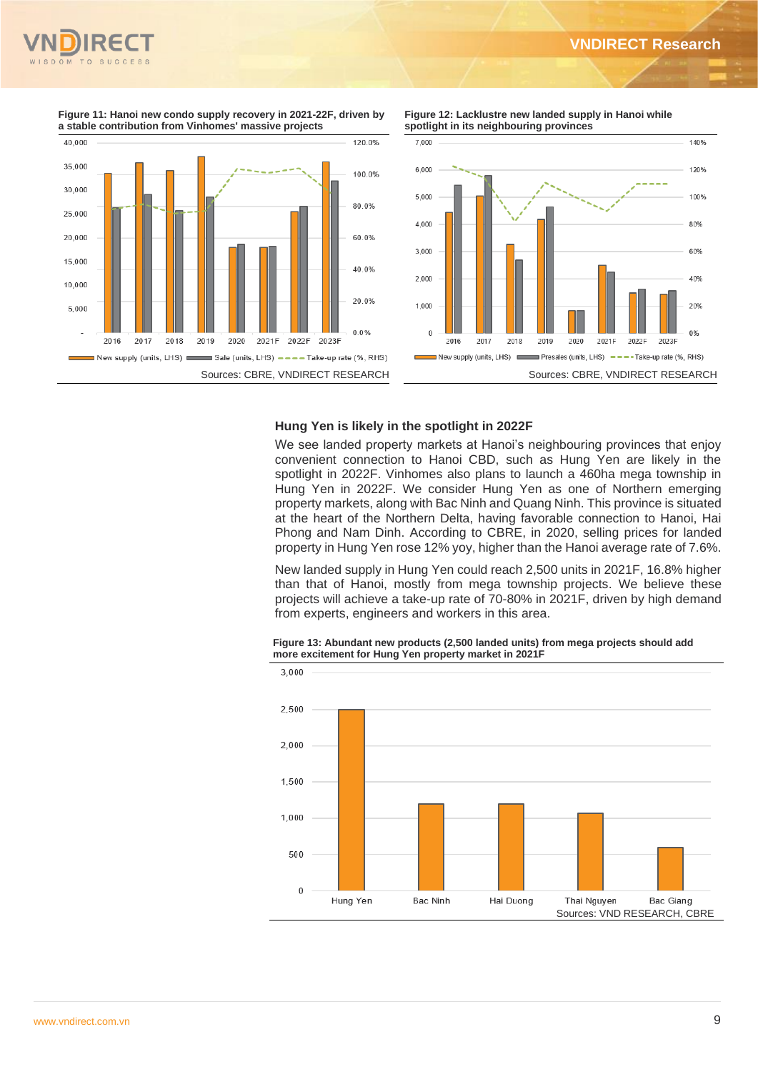**Figure 11: Hanoi new condo supply recovery in 2021-22F, driven by a stable contribution from Vinhomes' massive projects**

Sources: CBRE, VNDIRECT RESEARCH

**Figure 12: Lacklustre new landed supply in Hanoi while spotlight in its neighbouring provinces**

Sources: CBRE, VNDIRECT RESEARCH

### Hung Yen is likely in the spotlight in 2022F

We see landed property markets at Hanoi's neighbouring provinces that enjoy convenient connection to Hanoi CBD, such as Hung Yen are likely in the spotlight in 2022F. Vinhomes also plans to launch a 460ha mega township in Hung Yen in 2022F. We consider Hung Yen as one of Northern emerging property markets, along with Bac Ninh and Quang Ninh. This province is situated at the heart of the Northern Delta, having favorable connection to Hanoi, Hai Phong and Nam Dinh. According to CBRE, in 2020, selling prices for landed property in Hung Yen rose 12% yoy, higher than the Hanoi average rate of 7.6%.

New landed supply in Hung Yen could reach 2,500 units in 2021F, 16.8% higher than that of Hanoi, mostly from mega township projects. We believe these projects will achieve a take-up rate of 70-80% in 2021F, driven by high demand from experts, engineers and workers in this area.

**Figure 13: Abundant new products (2,500 landed units) from mega projects should add more excitement for Hung Yen property market in 2021F**

Sources: VND RESEARCH, CBRE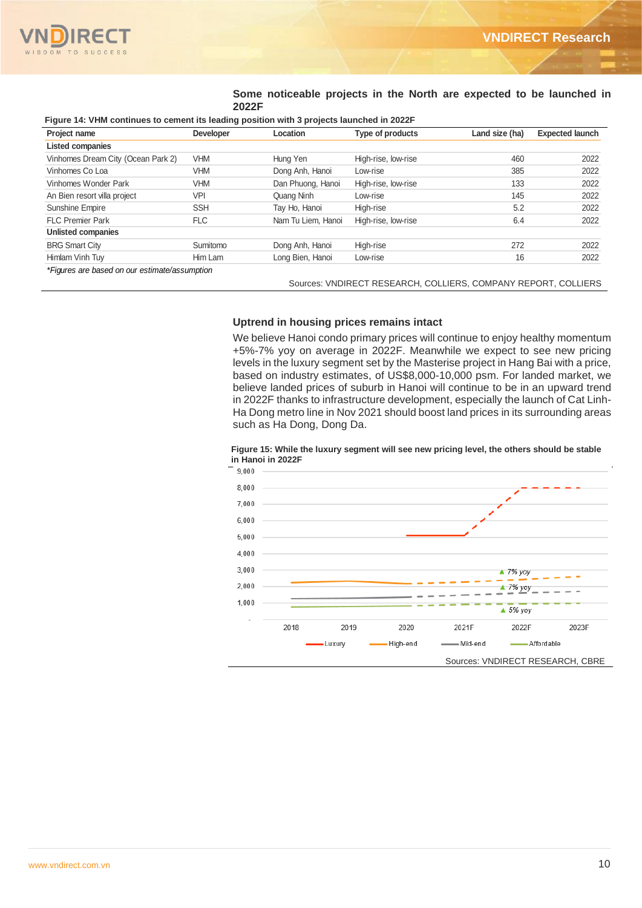### Some noticeable projects in the North are expected to be launched in 2022F

**Figure 14: VHM continues to cement its leading position with 3 projects launched in 2022F**

| Project name | Developer | Location | Type of products | Land size (ha) | Expected launch |
|---|---|---|---|---|---|
| **Listed companies** | | | | | |
| Vinhomes Dream City (Ocean Park 2) | VHM | Hung Yen | High-rise, low-rise | 460 | 2022 |
| Vinhomes Co Loa | VHM | Dong Anh, Hanoi | Low-rise | 385 | 2022 |
| Vinhomes Wonder Park | VHM | Dan Phuong, Hanoi | High-rise, low-rise | 133 | 2022 |
| An Bien resort villa project | VPI | Quang Ninh | Low-rise | 145 | 2022 |
| Sunshine Empire | SSH | Tay Ho, Hanoi | High-rise | 5.2 | 2022 |
| FLC Premier Park | FLC | Nam Tu Liem, Hanoi | High-rise, low-rise | 6.4 | 2022 |
| **Unlisted companies** | | | | | |
| BRG Smart City | Sumitomo | Dong Anh, Hanoi | High-rise | 272 | 2022 |
| Himlam Vinh Tuy | Him Lam | Long Bien, Hanoi | Low-rise | 16 | 2022 |

*\*Figures are based on our estimate/assumption*

Sources: VNDIRECT RESEARCH, COLLIERS, COMPANY REPORT, COLLIERS

### Uptrend in housing prices remains intact

We believe Hanoi condo primary prices will continue to enjoy healthy momentum +5%-7% yoy on average in 2022F. Meanwhile we expect to see new pricing levels in the luxury segment set by the Masterise project in Hang Bai with a price, based on industry estimates, of US$8,000-10,000 psm. For landed market, we believe landed prices of suburb in Hanoi will continue to be in an upward trend in 2022F thanks to infrastructure development, especially the launch of Cat Linh-Ha Dong metro line in Nov 2021 should boost land prices in its surrounding areas such as Ha Dong, Dong Da.

**Figure 15: While the luxury segment will see new pricing level, the others should be stable in Hanoi in 2022F**

Sources: VNDIRECT RESEARCH, CBRE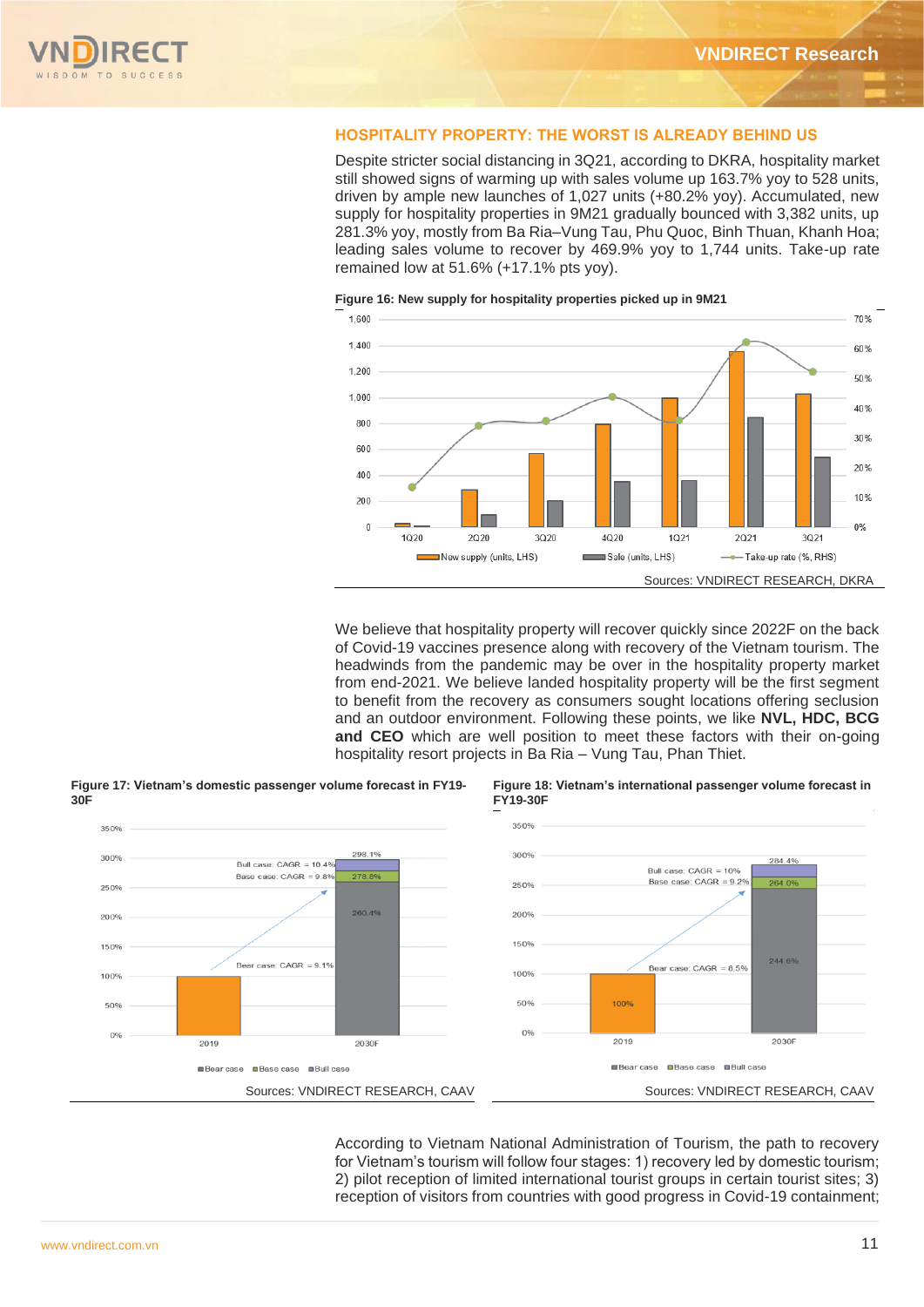## HOSPITALITY PROPERTY: THE WORST IS ALREADY BEHIND US

Despite stricter social distancing in 3Q21, according to DKRA, hospitality market still showed signs of warming up with sales volume up 163.7% yoy to 528 units, driven by ample new launches of 1,027 units (+80.2% yoy). Accumulated, new supply for hospitality properties in 9M21 gradually bounced with 3,382 units, up 281.3% yoy, mostly from Ba Ria–Vung Tau, Phu Quoc, Binh Thuan, Khanh Hoa; leading sales volume to recover by 469.9% yoy to 1,744 units. Take-up rate remained low at 51.6% (+17.1% pts yoy).

**Figure 16: New supply for hospitality properties picked up in 9M21**

Sources: VNDIRECT RESEARCH, DKRA

We believe that hospitality property will recover quickly since 2022F on the back of Covid-19 vaccines presence along with recovery of the Vietnam tourism. The headwinds from the pandemic may be over in the hospitality property market from end-2021. We believe landed hospitality property will be the first segment to benefit from the recovery as consumers sought locations offering seclusion and an outdoor environment. Following these points, we like **NVL, HDC, BCG and CEO** which are well position to meet these factors with their on-going hospitality resort projects in Ba Ria – Vung Tau, Phan Thiet.

**Figure 17: Vietnam's domestic passenger volume forecast in FY19-30F**

Sources: VNDIRECT RESEARCH, CAAV

**Figure 18: Vietnam's international passenger volume forecast in FY19-30F**

Sources: VNDIRECT RESEARCH, CAAV

According to Vietnam National Administration of Tourism, the path to recovery for Vietnam's tourism will follow four stages: 1) recovery led by domestic tourism; 2) pilot reception of limited international tourist groups in certain tourist sites; 3) reception of visitors from countries with good progress in Covid-19 containment;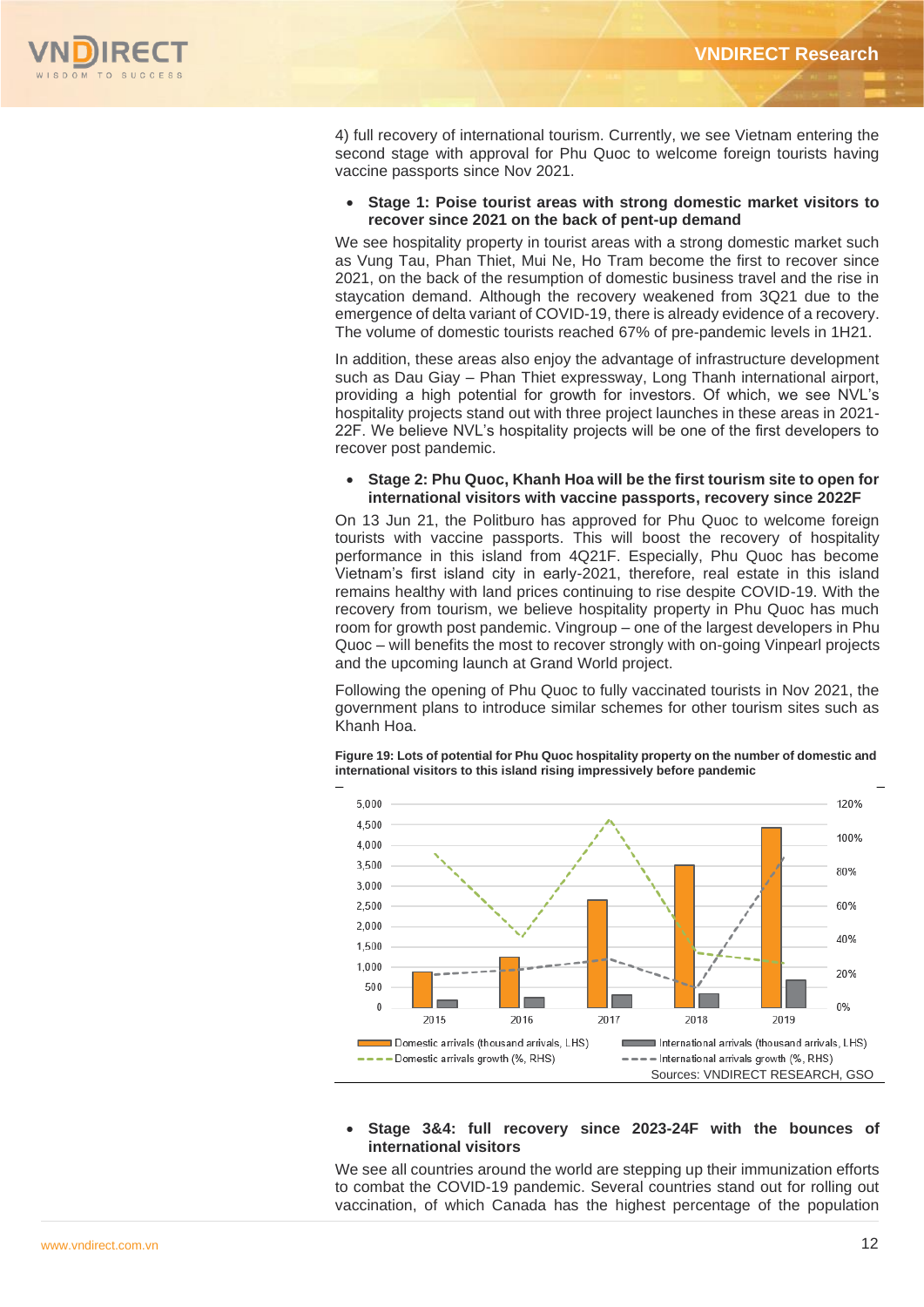4) full recovery of international tourism. Currently, we see Vietnam entering the second stage with approval for Phu Quoc to welcome foreign tourists having vaccine passports since Nov 2021.

- **Stage 1: Poise tourist areas with strong domestic market visitors to recover since 2021 on the back of pent-up demand**

We see hospitality property in tourist areas with a strong domestic market such as Vung Tau, Phan Thiet, Mui Ne, Ho Tram become the first to recover since 2021, on the back of the resumption of domestic business travel and the rise in staycation demand. Although the recovery weakened from 3Q21 due to the emergence of delta variant of COVID-19, there is already evidence of a recovery. The volume of domestic tourists reached 67% of pre-pandemic levels in 1H21.

In addition, these areas also enjoy the advantage of infrastructure development such as Dau Giay – Phan Thiet expressway, Long Thanh international airport, providing a high potential for growth for investors. Of which, we see NVL's hospitality projects stand out with three project launches in these areas in 2021-22F. We believe NVL's hospitality projects will be one of the first developers to recover post pandemic.

- **Stage 2: Phu Quoc, Khanh Hoa will be the first tourism site to open for international visitors with vaccine passports, recovery since 2022F**

On 13 Jun 21, the Politburo has approved for Phu Quoc to welcome foreign tourists with vaccine passports. This will boost the recovery of hospitality performance in this island from 4Q21F. Especially, Phu Quoc has become Vietnam's first island city in early-2021, therefore, real estate in this island remains healthy with land prices continuing to rise despite COVID-19. With the recovery from tourism, we believe hospitality property in Phu Quoc has much room for growth post pandemic. Vingroup – one of the largest developers in Phu Quoc – will benefits the most to recover strongly with on-going Vinpearl projects and the upcoming launch at Grand World project.

Following the opening of Phu Quoc to fully vaccinated tourists in Nov 2021, the government plans to introduce similar schemes for other tourism sites such as Khanh Hoa.

**Figure 19: Lots of potential for Phu Quoc hospitality property on the number of domestic and international visitors to this island rising impressively before pandemic**

Sources: VNDIRECT RESEARCH, GSO

- **Stage 3&4: full recovery since 2023-24F with the bounces of international visitors**

We see all countries around the world are stepping up their immunization efforts to combat the COVID-19 pandemic. Several countries stand out for rolling out vaccination, of which Canada has the highest percentage of the population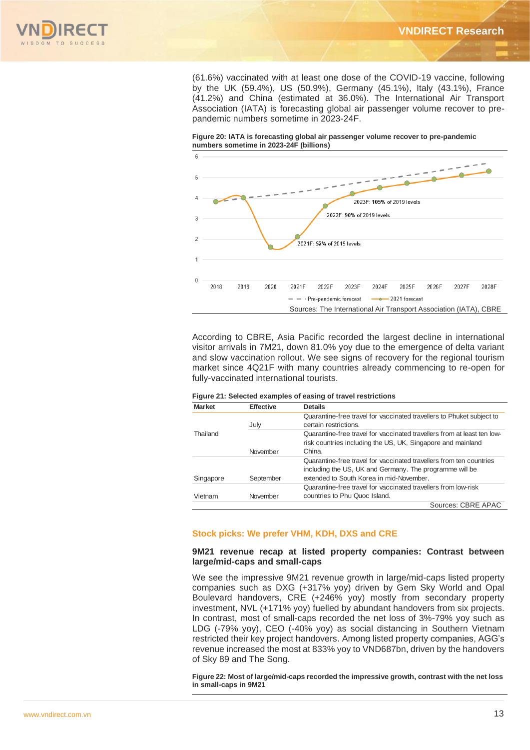(61.6%) vaccinated with at least one dose of the COVID-19 vaccine, following by the UK (59.4%), US (50.9%), Germany (45.1%), Italy (43.1%), France (41.2%) and China (estimated at 36.0%). The International Air Transport Association (IATA) is forecasting global air passenger volume recover to pre-pandemic numbers sometime in 2023-24F.

**Figure 20: IATA is forecasting global air passenger volume recover to pre-pandemic numbers sometime in 2023-24F (billions)**

Sources: The International Air Transport Association (IATA), CBRE

According to CBRE, Asia Pacific recorded the largest decline in international visitor arrivals in 7M21, down 81.0% yoy due to the emergence of delta variant and slow vaccination rollout. We see signs of recovery for the regional tourism market since 4Q21F with many countries already commencing to re-open for fully-vaccinated international tourists.

**Figure 21: Selected examples of easing of travel restrictions**

| Market | Effective | Details |
|---|---|---|
| Thailand | July | Quarantine-free travel for vaccinated travellers to Phuket subject to certain restrictions. |
| | November | Quarantine-free travel for vaccinated travellers from at least ten low-risk countries including the US, UK, Singapore and mainland China. |
| Singapore | September | Quarantine-free travel for vaccinated travellers from ten countries including the US, UK and Germany. The programme will be extended to South Korea in mid-November. |
| Vietnam | November | Quarantine-free travel for vaccinated travellers from low-risk countries to Phu Quoc Island. |

Sources: CBRE APAC

## Stock picks: We prefer VHM, KDH, DXS and CRE

### 9M21 revenue recap at listed property companies: Contrast between large/mid-caps and small-caps

We see the impressive 9M21 revenue growth in large/mid-caps listed property companies such as DXG (+317% yoy) driven by Gem Sky World and Opal Boulevard handovers, CRE (+246% yoy) mostly from secondary property investment, NVL (+171% yoy) fuelled by abundant handovers from six projects. In contrast, most of small-caps recorded the net loss of 3%-79% yoy such as LDG (-79% yoy), CEO (-40% yoy) as social distancing in Southern Vietnam restricted their key project handovers. Among listed property companies, AGG's revenue increased the most at 833% yoy to VND687bn, driven by the handovers of Sky 89 and The Song.

**Figure 22: Most of large/mid-caps recorded the impressive growth, contrast with the net loss in small-caps in 9M21**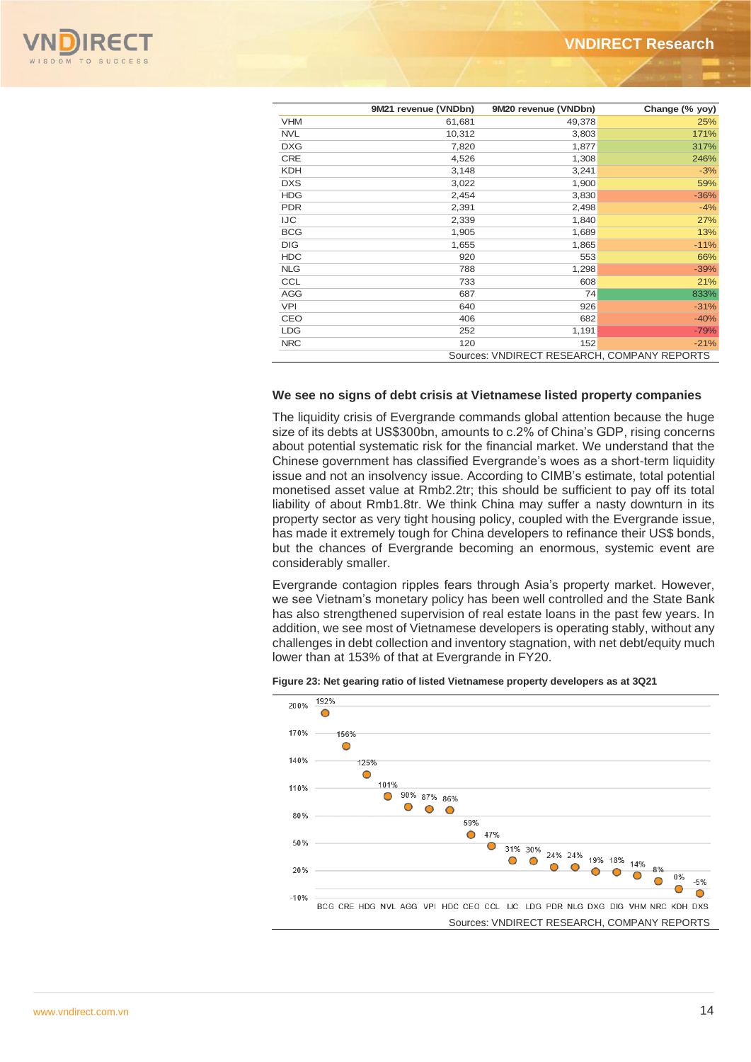| | 9M21 revenue (VNDbn) | 9M20 revenue (VNDbn) | Change (% yoy) |
|---|---|---|---|
| VHM | 61,681 | 49,378 | 25% |
| NVL | 10,312 | 3,803 | 171% |
| DXG | 7,820 | 1,877 | 317% |
| CRE | 4,526 | 1,308 | 246% |
| KDH | 3,148 | 3,241 | -3% |
| DXS | 3,022 | 1,900 | 59% |
| HDG | 2,454 | 3,830 | -36% |
| PDR | 2,391 | 2,498 | -4% |
| IJC | 2,339 | 1,840 | 27% |
| BCG | 1,905 | 1,689 | 13% |
| DIG | 1,655 | 1,865 | -11% |
| HDC | 920 | 553 | 66% |
| NLG | 788 | 1,298 | -39% |
| CCL | 733 | 608 | 21% |
| AGG | 687 | 74 | 833% |
| VPI | 640 | 926 | -31% |
| CEO | 406 | 682 | -40% |
| LDG | 252 | 1,191 | -79% |
| NRC | 120 | 152 | -21% |

Sources: VNDIRECT RESEARCH, COMPANY REPORTS

### We see no signs of debt crisis at Vietnamese listed property companies

The liquidity crisis of Evergrande commands global attention because the huge size of its debts at US$300bn, amounts to c.2% of China's GDP, rising concerns about potential systematic risk for the financial market. We understand that the Chinese government has classified Evergrande's woes as a short-term liquidity issue and not an insolvency issue. According to CIMB's estimate, total potential monetised asset value at Rmb2.2tr; this should be sufficient to pay off its total liability of about Rmb1.8tr. We think China may suffer a nasty downturn in its property sector as very tight housing policy, coupled with the Evergrande issue, has made it extremely tough for China developers to refinance their US$ bonds, but the chances of Evergrande becoming an enormous, systemic event are considerably smaller.

Evergrande contagion ripples fears through Asia's property market. However, we see Vietnam's monetary policy has been well controlled and the State Bank has also strengthened supervision of real estate loans in the past few years. In addition, we see most of Vietnamese developers is operating stably, without any challenges in debt collection and inventory stagnation, with net debt/equity much lower than at 153% of that at Evergrande in FY20.

**Figure 23: Net gearing ratio of listed Vietnamese property developers as at 3Q21**

| BCG | CRE | HDG | NVL | AGG | VPI | HDC | CEO | CCL | IJC | LDG | PDR | NLG | DXG | DIG | VHM | NRC | KDH | DXS |
|---|---|---|---|---|---|---|---|---|---|---|---|---|---|---|---|---|---|---|
| 192% | 156% | 125% | 101% | 90% | 87% | 86% | 59% | 47% | 31% | 30% | 24% | 24% | 19% | 18% | 14% | 8% | 0% | -5% |

Sources: VNDIRECT RESEARCH, COMPANY REPORTS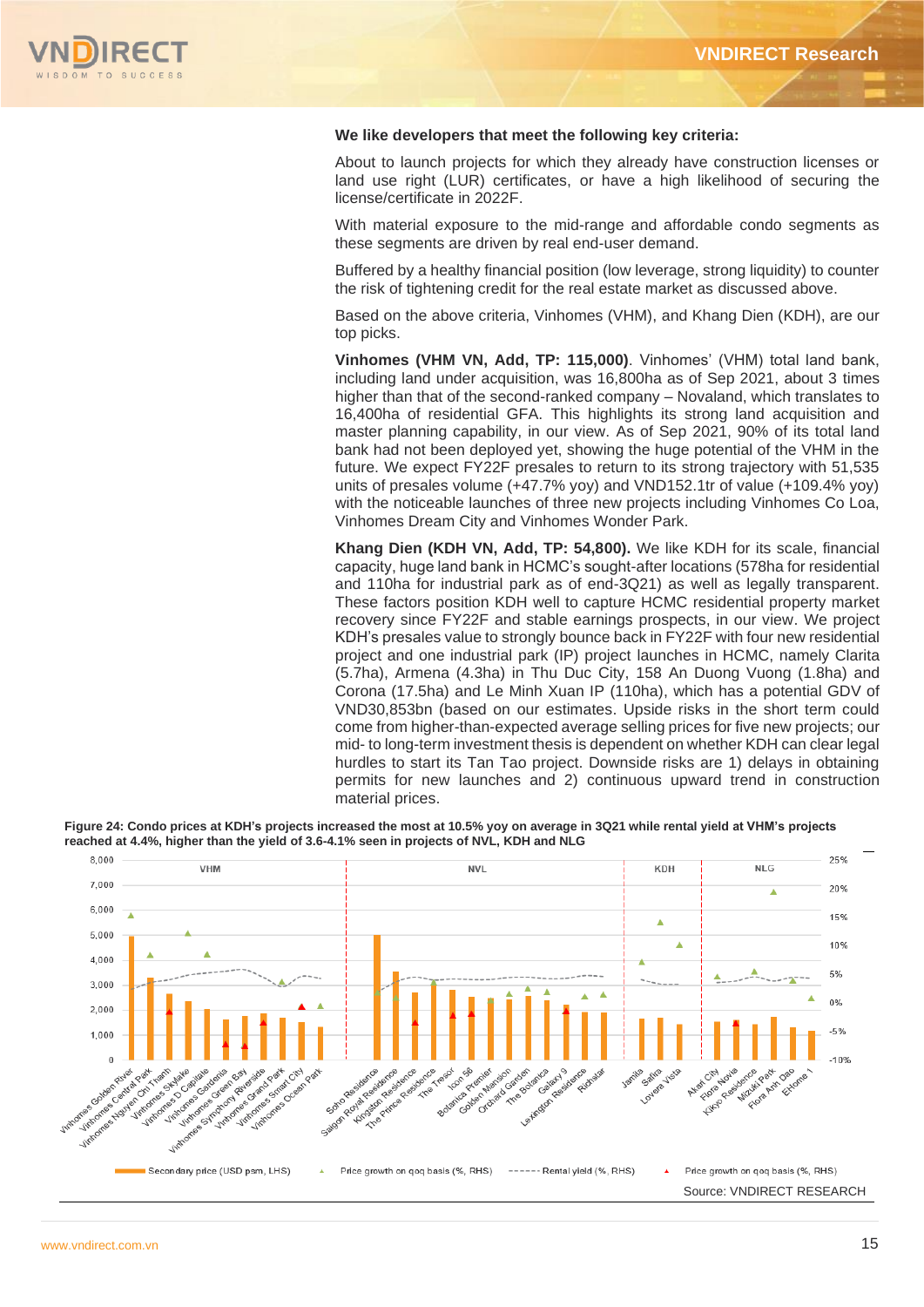**We like developers that meet the following key criteria:**

About to launch projects for which they already have construction licenses or land use right (LUR) certificates, or have a high likelihood of securing the license/certificate in 2022F.

With material exposure to the mid-range and affordable condo segments as these segments are driven by real end-user demand.

Buffered by a healthy financial position (low leverage, strong liquidity) to counter the risk of tightening credit for the real estate market as discussed above.

Based on the above criteria, Vinhomes (VHM), and Khang Dien (KDH), are our top picks.

**Vinhomes (VHM VN, Add, TP: 115,000)**. Vinhomes' (VHM) total land bank, including land under acquisition, was 16,800ha as of Sep 2021, about 3 times higher than that of the second-ranked company – Novaland, which translates to 16,400ha of residential GFA. This highlights its strong land acquisition and master planning capability, in our view. As of Sep 2021, 90% of its total land bank had not been deployed yet, showing the huge potential of the VHM in the future. We expect FY22F presales to return to its strong trajectory with 51,535 units of presales volume (+47.7% yoy) and VND152.1tr of value (+109.4% yoy) with the noticeable launches of three new projects including Vinhomes Co Loa, Vinhomes Dream City and Vinhomes Wonder Park.

**Khang Dien (KDH VN, Add, TP: 54,800).** We like KDH for its scale, financial capacity, huge land bank in HCMC's sought-after locations (578ha for residential and 110ha for industrial park as of end-3Q21) as well as legally transparent. These factors position KDH well to capture HCMC residential property market recovery since FY22F and stable earnings prospects, in our view. We project KDH's presales value to strongly bounce back in FY22F with four new residential project and one industrial park (IP) project launches in HCMC, namely Clarita (5.7ha), Armena (4.3ha) in Thu Duc City, 158 An Duong Vuong (1.8ha) and Corona (17.5ha) and Le Minh Xuan IP (110ha), which has a potential GDV of VND30,853bn (based on our estimates. Upside risks in the short term could come from higher-than-expected average selling prices for five new projects; our mid- to long-term investment thesis is dependent on whether KDH can clear legal hurdles to start its Tan Tao project. Downside risks are 1) delays in obtaining permits for new launches and 2) continuous upward trend in construction material prices.

**Figure 24: Condo prices at KDH's projects increased the most at 10.5% yoy on average in 3Q21 while rental yield at VHM's projects reached at 4.4%, higher than the yield of 3.6-4.1% seen in projects of NVL, KDH and NLG**

Source: VNDIRECT RESEARCH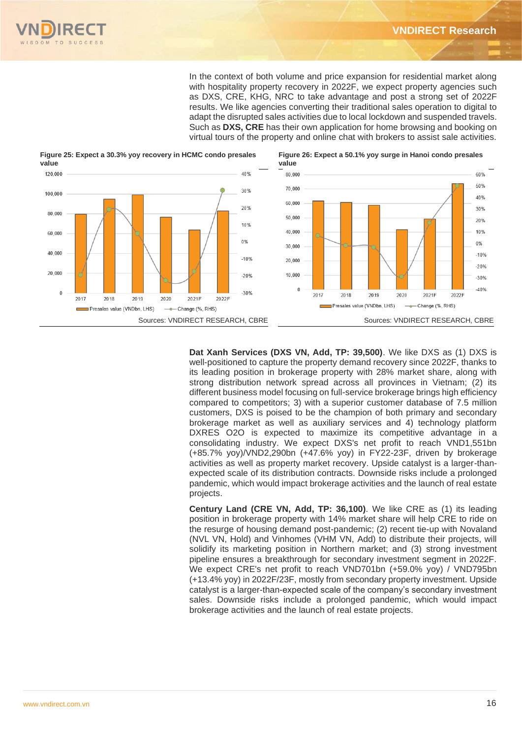In the context of both volume and price expansion for residential market along with hospitality property recovery in 2022F, we expect property agencies such as DXS, CRE, KHG, NRC to take advantage and post a strong set of 2022F results. We like agencies converting their traditional sales operation to digital to adapt the disrupted sales activities due to local lockdown and suspended travels. Such as **DXS, CRE** has their own application for home browsing and booking on virtual tours of the property and online chat with brokers to assist sale activities.

**Figure 25: Expect a 30.3% yoy recovery in HCMC condo presales value**

Sources: VNDIRECT RESEARCH, CBRE

**Figure 26: Expect a 50.1% yoy surge in Hanoi condo presales value**

Sources: VNDIRECT RESEARCH, CBRE

**Dat Xanh Services (DXS VN, Add, TP: 39,500)**. We like DXS as (1) DXS is well-positioned to capture the property demand recovery since 2022F, thanks to its leading position in brokerage property with 28% market share, along with strong distribution network spread across all provinces in Vietnam; (2) its different business model focusing on full-service brokerage brings high efficiency compared to competitors; 3) with a superior customer database of 7.5 million customers, DXS is poised to be the champion of both primary and secondary brokerage market as well as auxiliary services and 4) technology platform DXRES O2O is expected to maximize its competitive advantage in a consolidating industry. We expect DXS's net profit to reach VND1,551bn (+85.7% yoy)/VND2,290bn (+47.6% yoy) in FY22-23F, driven by brokerage activities as well as property market recovery. Upside catalyst is a larger-than-expected scale of its distribution contracts. Downside risks include a prolonged pandemic, which would impact brokerage activities and the launch of real estate projects.

**Century Land (CRE VN, Add, TP: 36,100)**. We like CRE as (1) its leading position in brokerage property with 14% market share will help CRE to ride on the resurge of housing demand post-pandemic; (2) recent tie-up with Novaland (NVL VN, Hold) and Vinhomes (VHM VN, Add) to distribute their projects, will solidify its marketing position in Northern market; and (3) strong investment pipeline ensures a breakthrough for secondary investment segment in 2022F. We expect CRE's net profit to reach VND701bn (+59.0% yoy) / VND795bn (+13.4% yoy) in 2022F/23F, mostly from secondary property investment. Upside catalyst is a larger-than-expected scale of the company's secondary investment sales. Downside risks include a prolonged pandemic, which would impact brokerage activities and the launch of real estate projects.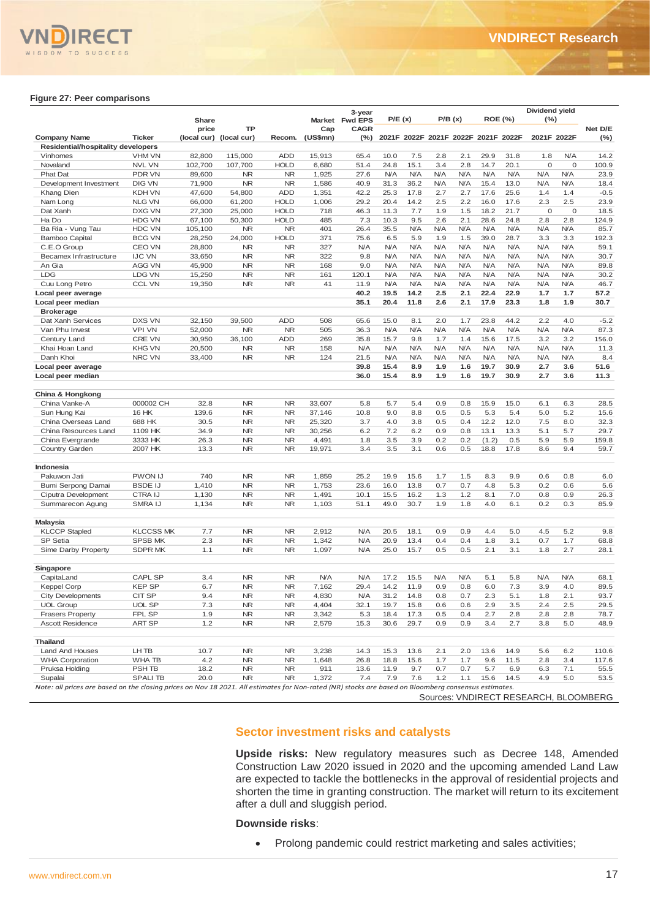**Figure 27: Peer comparisons**

| Company Name | Ticker | Share price (local cur) | TP (local cur) | Recom. | Market Cap (US$mn) | 3-year Fwd EPS CAGR (%) | P/E (x) 2021F | P/E (x) 2022F | P/B (x) 2021F | P/B (x) 2022F | ROE (%) 2021F | ROE (%) 2022F | Dividend yield (%) 2021F | Dividend yield (%) 2022F | Net D/E (%) |
|---|---|---|---|---|---|---|---|---|---|---|---|---|---|---|---|
| **Residential/hospitality developers** | | | | | | | | | | | | | | | |
| Vinhomes | VHM VN | 82,800 | 115,000 | ADD | 15,913 | 65.4 | 10.0 | 7.5 | 2.8 | 2.1 | 29.9 | 31.8 | 1.8 | N/A | 14.2 |
| Novaland | NVL VN | 102,700 | 107,700 | HOLD | 6,680 | 51.4 | 24.8 | 15.1 | 3.4 | 2.8 | 14.7 | 20.1 | 0 | 0 | 100.9 |
| Phat Dat | PDR VN | 89,600 | NR | NR | 1,925 | 27.6 | N/A | N/A | N/A | N/A | N/A | N/A | N/A | N/A | 23.9 |
| Development Investment | DIG VN | 71,900 | NR | NR | 1,586 | 40.9 | 31.3 | 36.2 | N/A | N/A | 15.4 | 13.0 | N/A | N/A | 18.4 |
| Khang Dien | KDH VN | 47,600 | 54,800 | ADD | 1,351 | 42.2 | 25.3 | 17.8 | 2.7 | 2.7 | 17.6 | 25.6 | 1.4 | 1.4 | -0.5 |
| Nam Long | NLG VN | 66,000 | 61,200 | HOLD | 1,006 | 29.2 | 20.4 | 14.2 | 2.5 | 2.2 | 16.0 | 17.6 | 2.3 | 2.5 | 23.9 |
| Dat Xanh | DXG VN | 27,300 | 25,000 | HOLD | 718 | 46.3 | 11.3 | 7.7 | 1.9 | 1.5 | 18.2 | 21.7 | 0 | 0 | 18.5 |
| Ha Do | HDG VN | 67,100 | 50,300 | HOLD | 485 | 7.3 | 10.3 | 9.5 | 2.6 | 2.1 | 28.6 | 24.8 | 2.8 | 2.8 | 124.9 |
| Ba Ria - Vung Tau | HDC VN | 105,100 | NR | NR | 401 | 26.4 | 35.5 | N/A | N/A | N/A | N/A | N/A | N/A | N/A | 85.7 |
| Bamboo Capital | BCG VN | 28,250 | 24,000 | HOLD | 371 | 75.6 | 6.5 | 5.9 | 1.9 | 1.5 | 39.0 | 28.7 | 3.3 | 3.3 | 192.3 |
| C.E.O Group | CEO VN | 28,800 | NR | NR | 327 | N/A | N/A | N/A | N/A | N/A | N/A | N/A | N/A | N/A | 59.1 |
| Becamex Infrastructure | IJC VN | 33,650 | NR | NR | 322 | 9.8 | N/A | N/A | N/A | N/A | N/A | N/A | N/A | N/A | 30.7 |
| An Gia | AGG VN | 45,900 | NR | NR | 168 | 9.0 | N/A | N/A | N/A | N/A | N/A | N/A | N/A | N/A | 89.8 |
| LDG | LDG VN | 15,250 | NR | NR | 161 | 120.1 | N/A | N/A | N/A | N/A | N/A | N/A | N/A | N/A | 30.2 |
| Cuu Long Petro | CCL VN | 19,350 | NR | NR | 41 | 11.9 | N/A | N/A | N/A | N/A | N/A | N/A | N/A | N/A | 46.7 |
| **Local peer average** | | | | | | **40.2** | **19.5** | **14.2** | **2.5** | **2.1** | **22.4** | **22.9** | **1.7** | **1.7** | **57.2** |
| **Local peer median** | | | | | | **35.1** | **20.4** | **11.8** | **2.6** | **2.1** | **17.9** | **23.3** | **1.8** | **1.9** | **30.7** |
| **Brokerage** | | | | | | | | | | | | | | | |
| Dat Xanh Services | DXS VN | 32,150 | 39,500 | ADD | 508 | 65.6 | 15.0 | 8.1 | 2.0 | 1.7 | 23.8 | 44.2 | 2.2 | 4.0 | -5.2 |
| Van Phu Invest | VPI VN | 52,000 | NR | NR | 505 | 36.3 | N/A | N/A | N/A | N/A | N/A | N/A | N/A | N/A | 87.3 |
| Century Land | CRE VN | 30,950 | 36,100 | ADD | 269 | 35.8 | 15.7 | 9.8 | 1.7 | 1.4 | 15.6 | 17.5 | 3.2 | 3.2 | 156.0 |
| Khai Hoan Land | KHG VN | 20,500 | NR | NR | 158 | N/A | N/A | N/A | N/A | N/A | N/A | N/A | N/A | N/A | 11.3 |
| Danh Khoi | NRC VN | 33,400 | NR | NR | 124 | 21.5 | N/A | N/A | N/A | N/A | N/A | N/A | N/A | N/A | 8.4 |
| **Local peer average** | | | | | | **39.8** | **15.4** | **8.9** | **1.9** | **1.6** | **19.7** | **30.9** | **2.7** | **3.6** | **51.6** |
| **Local peer median** | | | | | | **36.0** | **15.4** | **8.9** | **1.9** | **1.6** | **19.7** | **30.9** | **2.7** | **3.6** | **11.3** |
| **China & Hongkong** | | | | | | | | | | | | | | | |
| China Vanke-A | 000002 CH | 32.8 | NR | NR | 33,607 | 5.8 | 5.7 | 5.4 | 0.9 | 0.8 | 15.9 | 15.0 | 6.1 | 6.3 | 28.5 |
| Sun Hung Kai | 16 HK | 139.6 | NR | NR | 37,146 | 10.8 | 9.0 | 8.8 | 0.5 | 0.5 | 5.3 | 5.4 | 5.0 | 5.2 | 15.6 |
| China Overseas Land | 688 HK | 30.5 | NR | NR | 25,320 | 3.7 | 4.0 | 3.8 | 0.5 | 0.4 | 12.2 | 12.0 | 7.5 | 8.0 | 32.3 |
| China Resources Land | 1109 HK | 34.9 | NR | NR | 30,256 | 6.2 | 7.2 | 6.2 | 0.9 | 0.8 | 13.1 | 13.3 | 5.1 | 5.7 | 29.7 |
| China Evergrande | 3333 HK | 26.3 | NR | NR | 4,491 | 1.8 | 3.5 | 3.9 | 0.2 | 0.2 | (1.2) | 0.5 | 5.9 | 5.9 | 159.8 |
| Country Garden | 2007 HK | 13.3 | NR | NR | 19,971 | 3.4 | 3.5 | 3.1 | 0.6 | 0.5 | 18.8 | 17.8 | 8.6 | 9.4 | 59.7 |
| **Indonesia** | | | | | | | | | | | | | | | |
| Pakuwon Jati | PWON IJ | 740 | NR | NR | 1,859 | 25.2 | 19.9 | 15.6 | 1.7 | 1.5 | 8.3 | 9.9 | 0.6 | 0.8 | 6.0 |
| Bumi Serpong Damai | BSDE IJ | 1,410 | NR | NR | 1,753 | 23.6 | 16.0 | 13.8 | 0.7 | 0.7 | 4.8 | 5.3 | 0.2 | 0.6 | 5.6 |
| Ciputra Development | CTRA IJ | 1,130 | NR | NR | 1,491 | 10.1 | 15.5 | 16.2 | 1.3 | 1.2 | 8.1 | 7.0 | 0.8 | 0.9 | 26.3 |
| Summarecon Agung | SMRA IJ | 1,134 | NR | NR | 1,103 | 51.1 | 49.0 | 30.7 | 1.9 | 1.8 | 4.0 | 6.1 | 0.2 | 0.3 | 85.9 |
| **Malaysia** | | | | | | | | | | | | | | | |
| KLCCP Stapled | KLCCSS MK | 7.7 | NR | NR | 2,912 | N/A | 20.5 | 18.1 | 0.9 | 0.9 | 4.4 | 5.0 | 4.5 | 5.2 | 9.8 |
| SP Setia | SPSB MK | 2.3 | NR | NR | 1,342 | N/A | 20.9 | 13.4 | 0.4 | 0.4 | 1.8 | 3.1 | 0.7 | 1.7 | 68.8 |
| Sime Darby Property | SDPR MK | 1.1 | NR | NR | 1,097 | N/A | 25.0 | 15.7 | 0.5 | 0.5 | 2.1 | 3.1 | 1.8 | 2.7 | 28.1 |
| **Singapore** | | | | | | | | | | | | | | | |
| CapitaLand | CAPL SP | 3.4 | NR | NR | N/A | N/A | 17.2 | 15.5 | N/A | N/A | 5.1 | 5.8 | N/A | N/A | 68.1 |
| Keppel Corp | KEP SP | 6.7 | NR | NR | 7,162 | 29.4 | 14.2 | 11.9 | 0.9 | 0.8 | 6.0 | 7.3 | 3.9 | 4.0 | 89.5 |
| City Developments | CIT SP | 9.4 | NR | NR | 4,830 | N/A | 31.2 | 14.8 | 0.8 | 0.7 | 2.3 | 5.1 | 1.8 | 2.1 | 93.7 |
| UOL Group | UOL SP | 7.3 | NR | NR | 4,404 | 32.1 | 19.7 | 15.8 | 0.6 | 0.6 | 2.9 | 3.5 | 2.4 | 2.5 | 29.5 |
| Frasers Property | FPL SP | 1.9 | NR | NR | 3,342 | 5.3 | 18.4 | 17.3 | 0.5 | 0.4 | 2.7 | 2.8 | 2.8 | 2.8 | 78.7 |
| Ascott Residence | ART SP | 1.2 | NR | NR | 2,579 | 15.3 | 30.6 | 29.7 | 0.9 | 0.9 | 3.4 | 2.7 | 3.8 | 5.0 | 48.9 |
| **Thailand** | | | | | | | | | | | | | | | |
| Land And Houses | LH TB | 10.7 | NR | NR | 3,238 | 14.3 | 15.3 | 13.6 | 2.1 | 2.0 | 13.6 | 14.9 | 5.6 | 6.2 | 110.6 |
| WHA Corporation | WHA TB | 4.2 | NR | NR | 1,648 | 26.8 | 18.8 | 15.6 | 1.7 | 1.7 | 9.6 | 11.5 | 2.8 | 3.4 | 117.6 |
| Pruksa Holding | PSH TB | 18.2 | NR | NR | 911 | 13.6 | 11.9 | 9.7 | 0.7 | 0.7 | 5.7 | 6.9 | 6.3 | 7.1 | 55.5 |
| Supalai | SPALI TB | 20.0 | NR | NR | 1,372 | 7.4 | 7.9 | 7.6 | 1.2 | 1.1 | 15.6 | 14.5 | 4.9 | 5.0 | 53.5 |

*Note: all prices are based on the closing prices on Nov 18 2021. All estimates for Non-rated (NR) stocks are based on Bloomberg consensus estimates.*

Sources: VNDIRECT RESEARCH, BLOOMBERG

## Sector investment risks and catalysts

**Upside risks:** New regulatory measures such as Decree 148, Amended Construction Law 2020 issued in 2020 and the upcoming amended Land Law are expected to tackle the bottlenecks in the approval of residential projects and shorten the time in granting construction. The market will return to its excitement after a dull and sluggish period.

**Downside risks**:

- Prolong pandemic could restrict marketing and sales activities;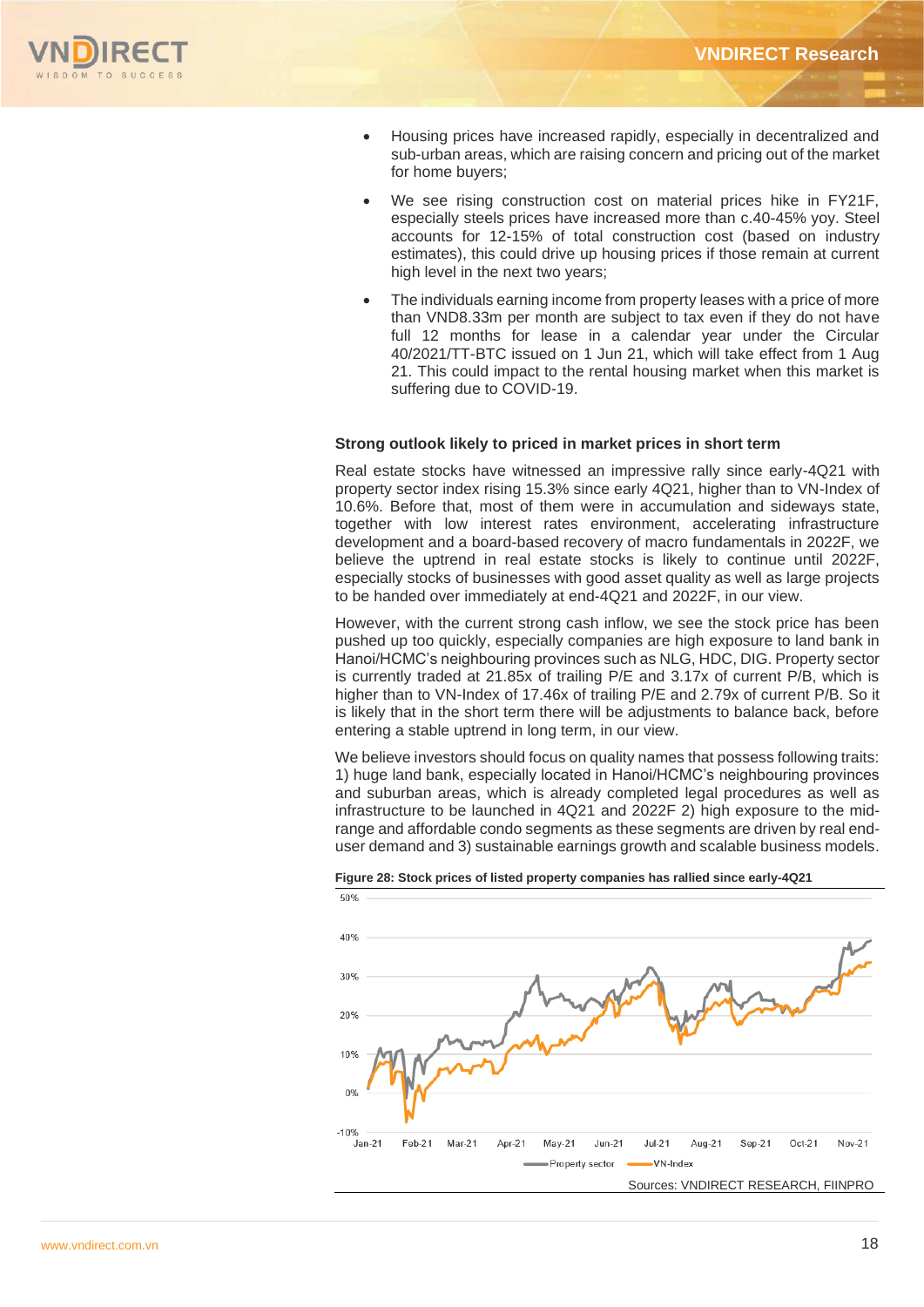- Housing prices have increased rapidly, especially in decentralized and sub-urban areas, which are raising concern and pricing out of the market for home buyers;
- We see rising construction cost on material prices hike in FY21F, especially steels prices have increased more than c.40-45% yoy. Steel accounts for 12-15% of total construction cost (based on industry estimates), this could drive up housing prices if those remain at current high level in the next two years;
- The individuals earning income from property leases with a price of more than VND8.33m per month are subject to tax even if they do not have full 12 months for lease in a calendar year under the Circular 40/2021/TT-BTC issued on 1 Jun 21, which will take effect from 1 Aug 21. This could impact to the rental housing market when this market is suffering due to COVID-19.

**Strong outlook likely to priced in market prices in short term**

Real estate stocks have witnessed an impressive rally since early-4Q21 with property sector index rising 15.3% since early 4Q21, higher than to VN-Index of 10.6%. Before that, most of them were in accumulation and sideways state, together with low interest rates environment, accelerating infrastructure development and a board-based recovery of macro fundamentals in 2022F, we believe the uptrend in real estate stocks is likely to continue until 2022F, especially stocks of businesses with good asset quality as well as large projects to be handed over immediately at end-4Q21 and 2022F, in our view.

However, with the current strong cash inflow, we see the stock price has been pushed up too quickly, especially companies are high exposure to land bank in Hanoi/HCMC's neighbouring provinces such as NLG, HDC, DIG. Property sector is currently traded at 21.85x of trailing P/E and 3.17x of current P/B, which is higher than to VN-Index of 17.46x of trailing P/E and 2.79x of current P/B. So it is likely that in the short term there will be adjustments to balance back, before entering a stable uptrend in long term, in our view.

We believe investors should focus on quality names that possess following traits: 1) huge land bank, especially located in Hanoi/HCMC's neighbouring provinces and suburban areas, which is already completed legal procedures as well as infrastructure to be launched in 4Q21 and 2022F 2) high exposure to the mid-range and affordable condo segments as these segments are driven by real end-user demand and 3) sustainable earnings growth and scalable business models.

**Figure 28: Stock prices of listed property companies has rallied since early-4Q21**

Sources: VNDIRECT RESEARCH, FIINPRO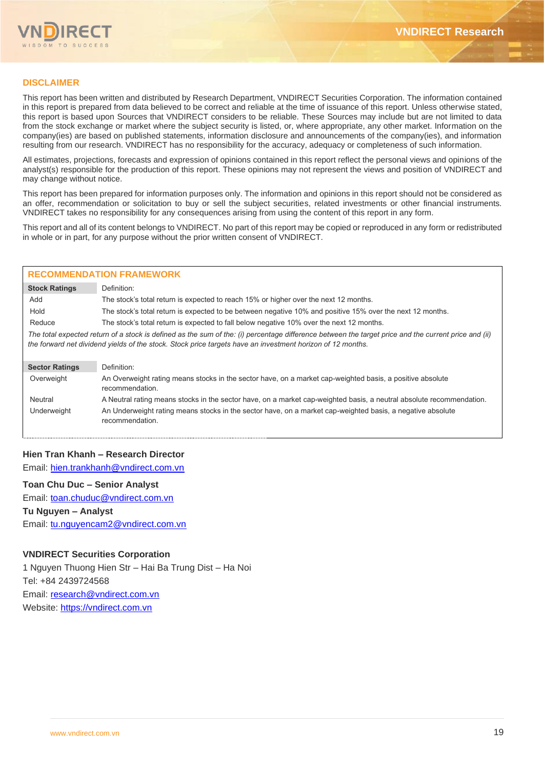## DISCLAIMER

This report has been written and distributed by Research Department, VNDIRECT Securities Corporation. The information contained in this report is prepared from data believed to be correct and reliable at the time of issuance of this report. Unless otherwise stated, this report is based upon Sources that VNDIRECT considers to be reliable. These Sources may include but are not limited to data from the stock exchange or market where the subject security is listed, or, where appropriate, any other market. Information on the company(ies) are based on published statements, information disclosure and announcements of the company(ies), and information resulting from our research. VNDIRECT has no responsibility for the accuracy, adequacy or completeness of such information.

All estimates, projections, forecasts and expression of opinions contained in this report reflect the personal views and opinions of the analyst(s) responsible for the production of this report. These opinions may not represent the views and position of VNDIRECT and may change without notice.

This report has been prepared for information purposes only. The information and opinions in this report should not be considered as an offer, recommendation or solicitation to buy or sell the subject securities, related investments or other financial instruments. VNDIRECT takes no responsibility for any consequences arising from using the content of this report in any form.

This report and all of its content belongs to VNDIRECT. No part of this report may be copied or reproduced in any form or redistributed in whole or in part, for any purpose without the prior written consent of VNDIRECT.

## RECOMMENDATION FRAMEWORK

| Stock Ratings | Definition: |
|---|---|
| Add | The stock's total return is expected to reach 15% or higher over the next 12 months. |
| Hold | The stock's total return is expected to be between negative 10% and positive 15% over the next 12 months. |
| Reduce | The stock's total return is expected to fall below negative 10% over the next 12 months. |

*The total expected return of a stock is defined as the sum of the: (i) percentage difference between the target price and the current price and (ii) the forward net dividend yields of the stock. Stock price targets have an investment horizon of 12 months.*

| Sector Ratings | Definition: |
|---|---|
| Overweight | An Overweight rating means stocks in the sector have, on a market cap-weighted basis, a positive absolute recommendation. |
| Neutral | A Neutral rating means stocks in the sector have, on a market cap-weighted basis, a neutral absolute recommendation. |
| Underweight | An Underweight rating means stocks in the sector have, on a market cap-weighted basis, a negative absolute recommendation. |

**Hien Tran Khanh – Research Director**
Email: hien.trankhanh@vndirect.com.vn

**Toan Chu Duc – Senior Analyst**
Email: toan.chuduc@vndirect.com.vn

**Tu Nguyen – Analyst**
Email: tu.nguyencam2@vndirect.com.vn

**VNDIRECT Securities Corporation**
1 Nguyen Thuong Hien Str – Hai Ba Trung Dist – Ha Noi
Tel: +84 2439724568
Email: research@vndirect.com.vn
Website: https://vndirect.com.vn